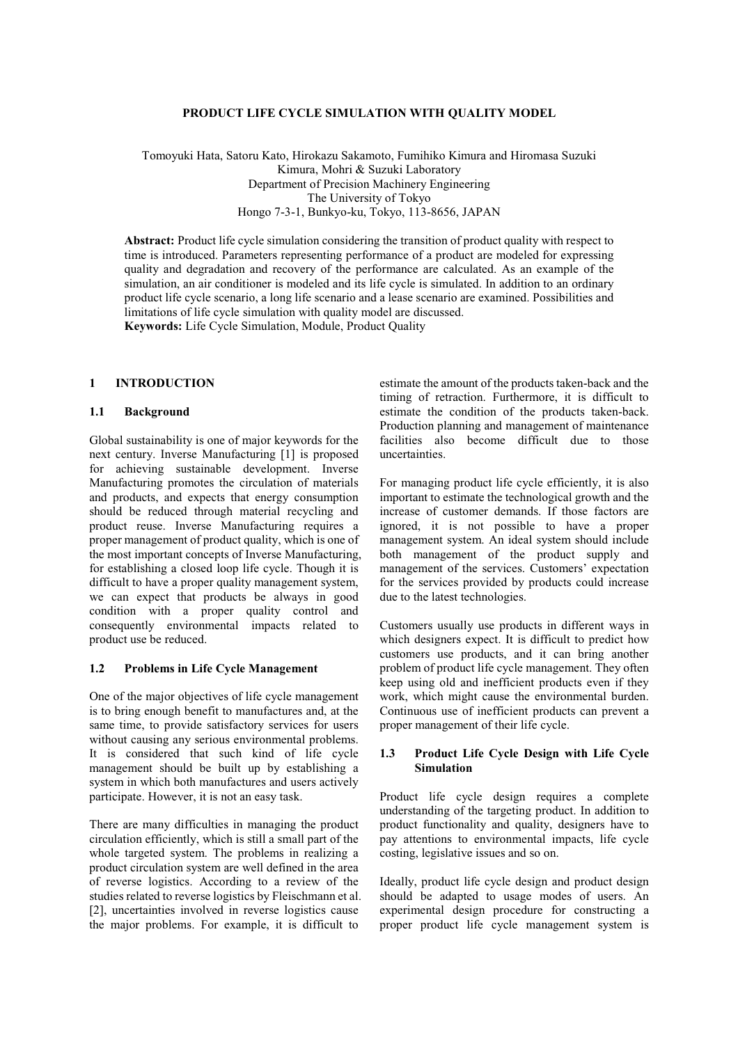# PRODUCT LIFE CYCLE SIMULATION WITH QUALITY MODEL

Tomoyuki Hata, Satoru Kato, Hirokazu Sakamoto, Fumihiko Kimura and Hiromasa Suzuki
Kimura, Mohri & Suzuki Laboratory
Department of Precision Machinery Engineering
The University of Tokyo
Hongo 7-3-1, Bunkyo-ku, Tokyo, 113-8656, JAPAN

**Abstract:** Product life cycle simulation considering the transition of product quality with respect to time is introduced. Parameters representing performance of a product are modeled for expressing quality and degradation and recovery of the performance are calculated. As an example of the simulation, an air conditioner is modeled and its life cycle is simulated. In addition to an ordinary product life cycle scenario, a long life scenario and a lease scenario are examined. Possibilities and limitations of life cycle simulation with quality model are discussed.
**Keywords:** Life Cycle Simulation, Module, Product Quality

## 1 INTRODUCTION

### 1.1 Background

Global sustainability is one of major keywords for the next century. Inverse Manufacturing [1] is proposed for achieving sustainable development. Inverse Manufacturing promotes the circulation of materials and products, and expects that energy consumption should be reduced through material recycling and product reuse. Inverse Manufacturing requires a proper management of product quality, which is one of the most important concepts of Inverse Manufacturing, for establishing a closed loop life cycle. Though it is difficult to have a proper quality management system, we can expect that products be always in good condition with a proper quality control and consequently environmental impacts related to product use be reduced.

### 1.2 Problems in Life Cycle Management

One of the major objectives of life cycle management is to bring enough benefit to manufactures and, at the same time, to provide satisfactory services for users without causing any serious environmental problems. It is considered that such kind of life cycle management should be built up by establishing a system in which both manufactures and users actively participate. However, it is not an easy task.

There are many difficulties in managing the product circulation efficiently, which is still a small part of the whole targeted system. The problems in realizing a product circulation system are well defined in the area of reverse logistics. According to a review of the studies related to reverse logistics by Fleischmann et al. [2], uncertainties involved in reverse logistics cause the major problems. For example, it is difficult to estimate the amount of the products taken-back and the timing of retraction. Furthermore, it is difficult to estimate the condition of the products taken-back. Production planning and management of maintenance facilities also become difficult due to those uncertainties.

For managing product life cycle efficiently, it is also important to estimate the technological growth and the increase of customer demands. If those factors are ignored, it is not possible to have a proper management system. An ideal system should include both management of the product supply and management of the services. Customers' expectation for the services provided by products could increase due to the latest technologies.

Customers usually use products in different ways in which designers expect. It is difficult to predict how customers use products, and it can bring another problem of product life cycle management. They often keep using old and inefficient products even if they work, which might cause the environmental burden. Continuous use of inefficient products can prevent a proper management of their life cycle.

### 1.3 Product Life Cycle Design with Life Cycle Simulation

Product life cycle design requires a complete understanding of the targeting product. In addition to product functionality and quality, designers have to pay attentions to environmental impacts, life cycle costing, legislative issues and so on.

Ideally, product life cycle design and product design should be adapted to usage modes of users. An experimental design procedure for constructing a proper product life cycle management system is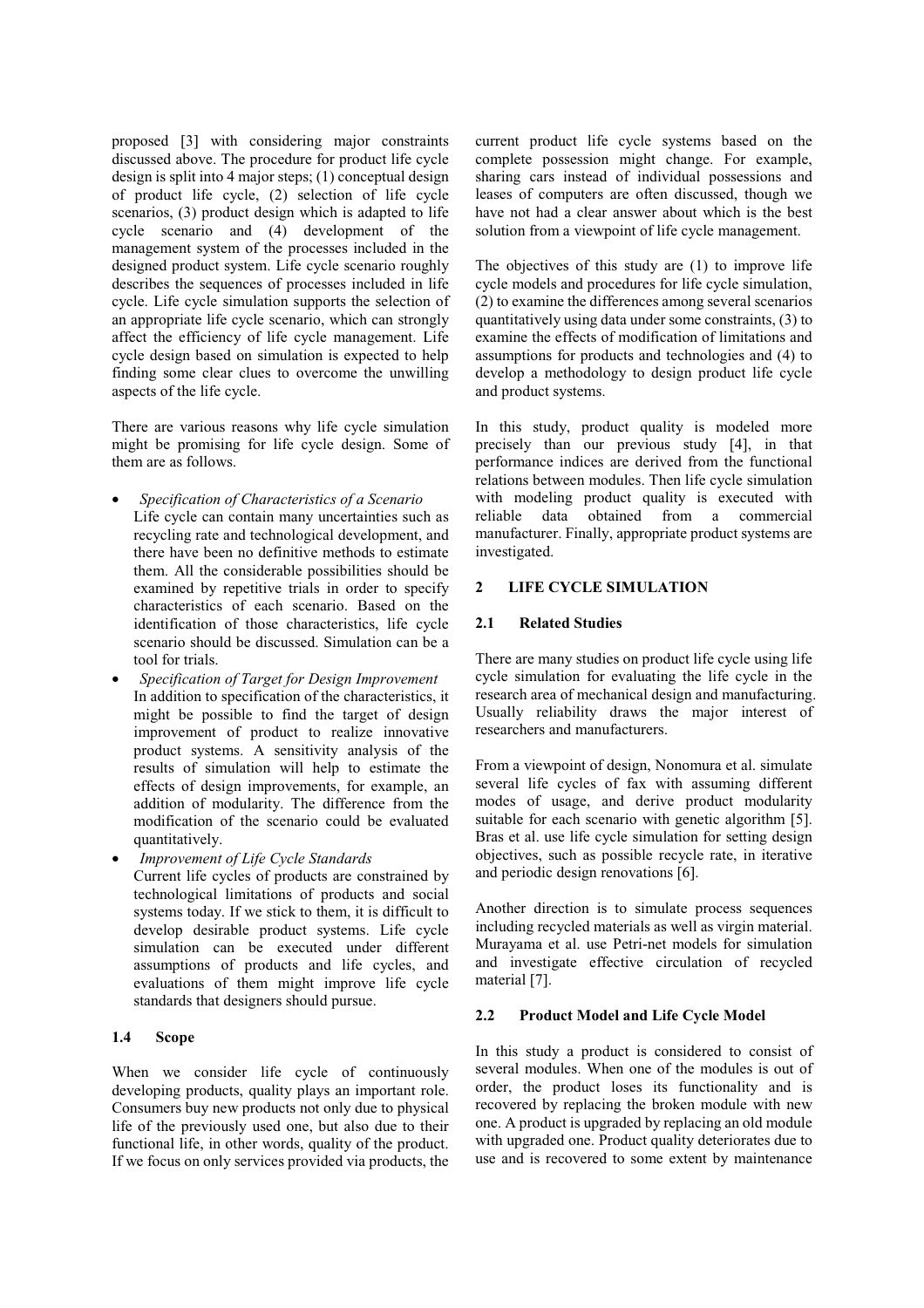proposed [3] with considering major constraints discussed above. The procedure for product life cycle design is split into 4 major steps; (1) conceptual design of product life cycle, (2) selection of life cycle scenarios, (3) product design which is adapted to life cycle scenario and (4) development of the management system of the processes included in the designed product system. Life cycle scenario roughly describes the sequences of processes included in life cycle. Life cycle simulation supports the selection of an appropriate life cycle scenario, which can strongly affect the efficiency of life cycle management. Life cycle design based on simulation is expected to help finding some clear clues to overcome the unwilling aspects of the life cycle.

There are various reasons why life cycle simulation might be promising for life cycle design. Some of them are as follows.

- *Specification of Characteristics of a Scenario*
  Life cycle can contain many uncertainties such as recycling rate and technological development, and there have been no definitive methods to estimate them. All the considerable possibilities should be examined by repetitive trials in order to specify characteristics of each scenario. Based on the identification of those characteristics, life cycle scenario should be discussed. Simulation can be a tool for trials.
- *Specification of Target for Design Improvement*
  In addition to specification of the characteristics, it might be possible to find the target of design improvement of product to realize innovative product systems. A sensitivity analysis of the results of simulation will help to estimate the effects of design improvements, for example, an addition of modularity. The difference from the modification of the scenario could be evaluated quantitatively.
- *Improvement of Life Cycle Standards*
  Current life cycles of products are constrained by technological limitations of products and social systems today. If we stick to them, it is difficult to develop desirable product systems. Life cycle simulation can be executed under different assumptions of products and life cycles, and evaluations of them might improve life cycle standards that designers should pursue.

### 1.4 Scope

When we consider life cycle of continuously developing products, quality plays an important role. Consumers buy new products not only due to physical life of the previously used one, but also due to their functional life, in other words, quality of the product. If we focus on only services provided via products, the current product life cycle systems based on the complete possession might change. For example, sharing cars instead of individual possessions and leases of computers are often discussed, though we have not had a clear answer about which is the best solution from a viewpoint of life cycle management.

The objectives of this study are (1) to improve life cycle models and procedures for life cycle simulation, (2) to examine the differences among several scenarios quantitatively using data under some constraints, (3) to examine the effects of modification of limitations and assumptions for products and technologies and (4) to develop a methodology to design product life cycle and product systems.

In this study, product quality is modeled more precisely than our previous study [4], in that performance indices are derived from the functional relations between modules. Then life cycle simulation with modeling product quality is executed with reliable data obtained from a commercial manufacturer. Finally, appropriate product systems are investigated.

## 2 LIFE CYCLE SIMULATION

### 2.1 Related Studies

There are many studies on product life cycle using life cycle simulation for evaluating the life cycle in the research area of mechanical design and manufacturing. Usually reliability draws the major interest of researchers and manufacturers.

From a viewpoint of design, Nonomura et al. simulate several life cycles of fax with assuming different modes of usage, and derive product modularity suitable for each scenario with genetic algorithm [5]. Bras et al. use life cycle simulation for setting design objectives, such as possible recycle rate, in iterative and periodic design renovations [6].

Another direction is to simulate process sequences including recycled materials as well as virgin material. Murayama et al. use Petri-net models for simulation and investigate effective circulation of recycled material [7].

### 2.2 Product Model and Life Cycle Model

In this study a product is considered to consist of several modules. When one of the modules is out of order, the product loses its functionality and is recovered by replacing the broken module with new one. A product is upgraded by replacing an old module with upgraded one. Product quality deteriorates due to use and is recovered to some extent by maintenance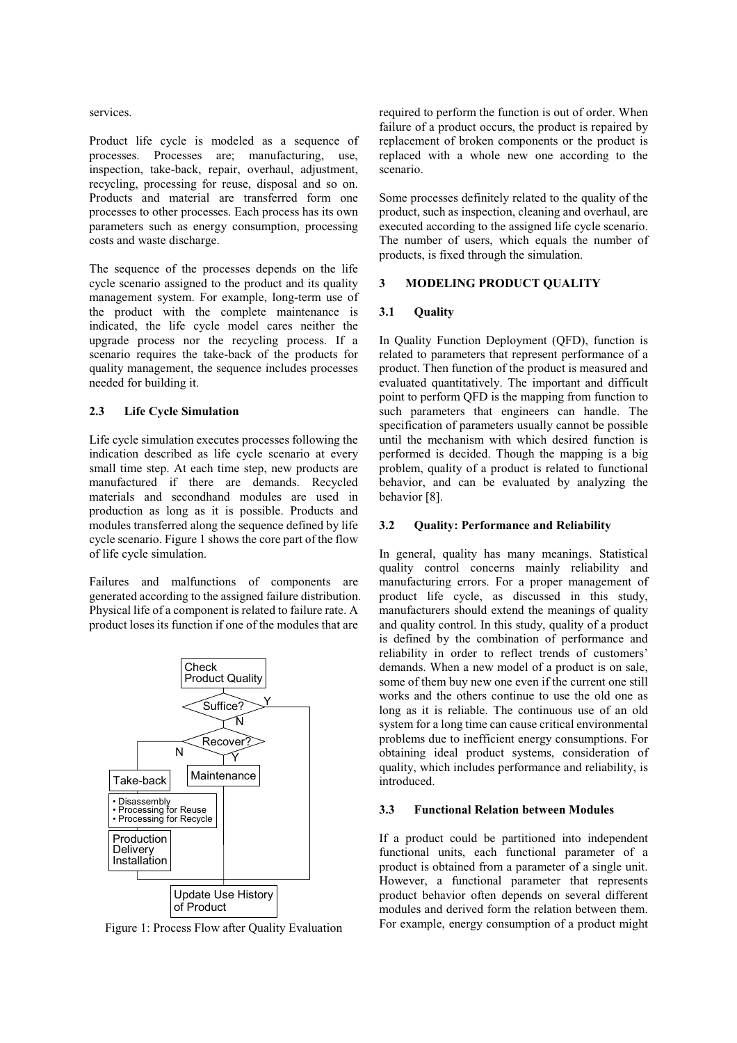services.

Product life cycle is modeled as a sequence of processes. Processes are; manufacturing, use, inspection, take-back, repair, overhaul, adjustment, recycling, processing for reuse, disposal and so on. Products and material are transferred form one processes to other processes. Each process has its own parameters such as energy consumption, processing costs and waste discharge.

The sequence of the processes depends on the life cycle scenario assigned to the product and its quality management system. For example, long-term use of the product with the complete maintenance is indicated, the life cycle model cares neither the upgrade process nor the recycling process. If a scenario requires the take-back of the products for quality management, the sequence includes processes needed for building it.

### 2.3 Life Cycle Simulation

Life cycle simulation executes processes following the indication described as life cycle scenario at every small time step. At each time step, new products are manufactured if there are demands. Recycled materials and secondhand modules are used in production as long as it is possible. Products and modules transferred along the sequence defined by life cycle scenario. Figure 1 shows the core part of the flow of life cycle simulation.

Failures and malfunctions of components are generated according to the assigned failure distribution. Physical life of a component is related to failure rate. A product loses its function if one of the modules that are required to perform the function is out of order. When failure of a product occurs, the product is repaired by replacement of broken components or the product is replaced with a whole new one according to the scenario.

Figure 1: Process Flow after Quality Evaluation

Some processes definitely related to the quality of the product, such as inspection, cleaning and overhaul, are executed according to the assigned life cycle scenario. The number of users, which equals the number of products, is fixed through the simulation.

## 3 MODELING PRODUCT QUALITY

### 3.1 Quality

In Quality Function Deployment (QFD), function is related to parameters that represent performance of a product. Then function of the product is measured and evaluated quantitatively. The important and difficult point to perform QFD is the mapping from function to such parameters that engineers can handle. The specification of parameters usually cannot be possible until the mechanism with which desired function is performed is decided. Though the mapping is a big problem, quality of a product is related to functional behavior, and can be evaluated by analyzing the behavior [8].

### 3.2 Quality: Performance and Reliability

In general, quality has many meanings. Statistical quality control concerns mainly reliability and manufacturing errors. For a proper management of product life cycle, as discussed in this study, manufacturers should extend the meanings of quality and quality control. In this study, quality of a product is defined by the combination of performance and reliability in order to reflect trends of customers' demands. When a new model of a product is on sale, some of them buy new one even if the current one still works and the others continue to use the old one as long as it is reliable. The continuous use of an old system for a long time can cause critical environmental problems due to inefficient energy consumptions. For obtaining ideal product systems, consideration of quality, which includes performance and reliability, is introduced.

### 3.3 Functional Relation between Modules

If a product could be partitioned into independent functional units, each functional parameter of a product is obtained from a parameter of a single unit. However, a functional parameter that represents product behavior often depends on several different modules and derived form the relation between them. For example, energy consumption of a product might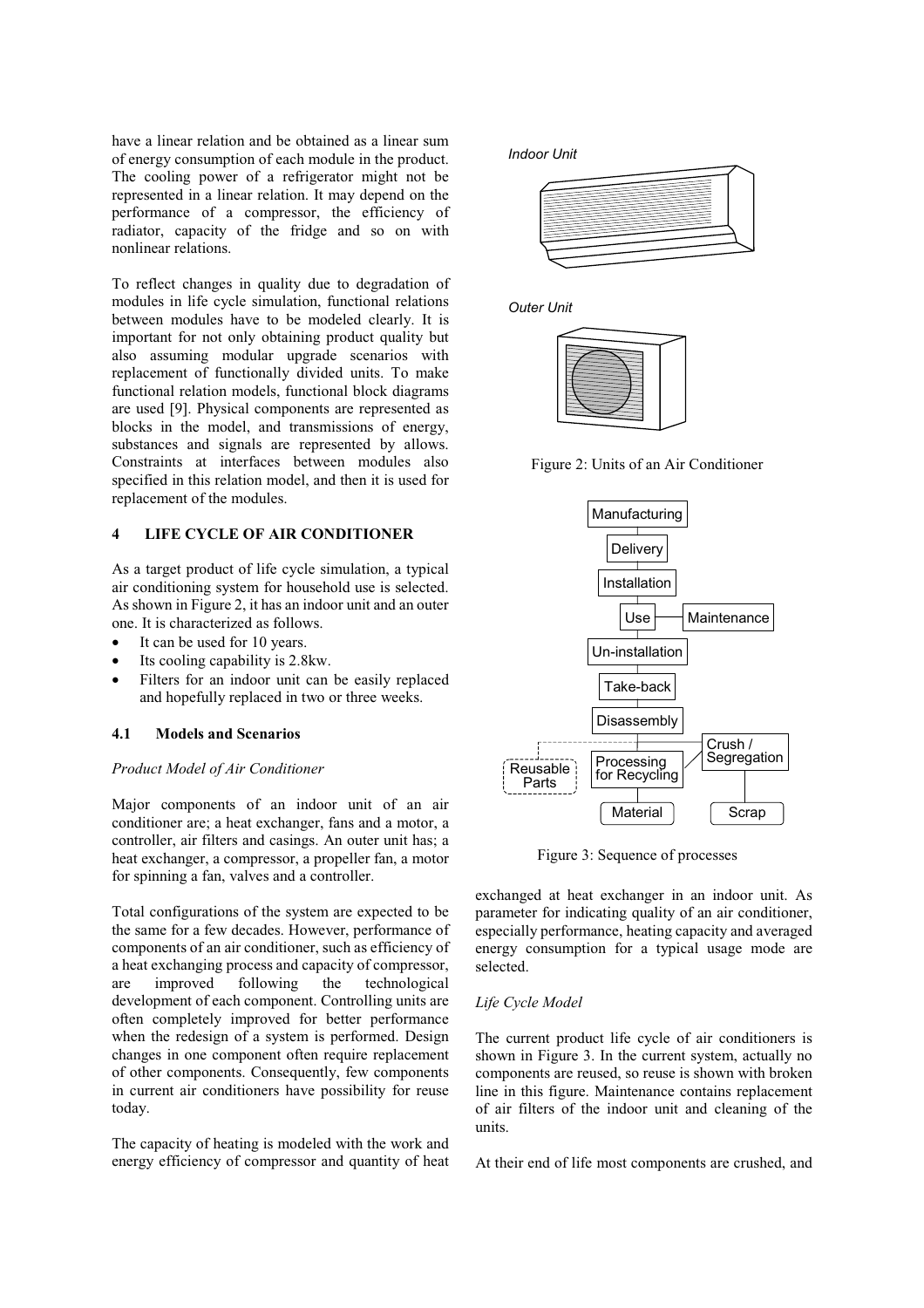have a linear relation and be obtained as a linear sum of energy consumption of each module in the product. The cooling power of a refrigerator might not be represented in a linear relation. It may depend on the performance of a compressor, the efficiency of radiator, capacity of the fridge and so on with nonlinear relations.

To reflect changes in quality due to degradation of modules in life cycle simulation, functional relations between modules have to be modeled clearly. It is important for not only obtaining product quality but also assuming modular upgrade scenarios with replacement of functionally divided units. To make functional relation models, functional block diagrams are used [9]. Physical components are represented as blocks in the model, and transmissions of energy, substances and signals are represented by allows. Constraints at interfaces between modules also specified in this relation model, and then it is used for replacement of the modules.

## 4 LIFE CYCLE OF AIR CONDITIONER

As a target product of life cycle simulation, a typical air conditioning system for household use is selected. As shown in Figure 2, it has an indoor unit and an outer one. It is characterized as follows.

- It can be used for 10 years.
- Its cooling capability is 2.8kw.
- Filters for an indoor unit can be easily replaced and hopefully replaced in two or three weeks.

### 4.1 Models and Scenarios

*Product Model of Air Conditioner*

Major components of an indoor unit of an air conditioner are; a heat exchanger, fans and a motor, a controller, air filters and casings. An outer unit has; a heat exchanger, a compressor, a propeller fan, a motor for spinning a fan, valves and a controller.

Total configurations of the system are expected to be the same for a few decades. However, performance of components of an air conditioner, such as efficiency of a heat exchanging process and capacity of compressor, are improved following the technological development of each component. Controlling units are often completely improved for better performance when the redesign of a system is performed. Design changes in one component often require replacement of other components. Consequently, few components in current air conditioners have possibility for reuse today.

The capacity of heating is modeled with the work and energy efficiency of compressor and quantity of heat exchanged at heat exchanger in an indoor unit. As parameter for indicating quality of an air conditioner, especially performance, heating capacity and averaged energy consumption for a typical usage mode are selected.

*Indoor Unit*

*Outer Unit*

Figure 2: Units of an Air Conditioner

Manufacturing → Delivery → Installation → Use (— Maintenance) → Un-installation → Take-back → Disassembly → Processing for Recycling / Reusable Parts / Crush / Segregation → Material / Scrap

Figure 3: Sequence of processes

*Life Cycle Model*

The current product life cycle of air conditioners is shown in Figure 3. In the current system, actually no components are reused, so reuse is shown with broken line in this figure. Maintenance contains replacement of air filters of the indoor unit and cleaning of the units.

At their end of life most components are crushed, and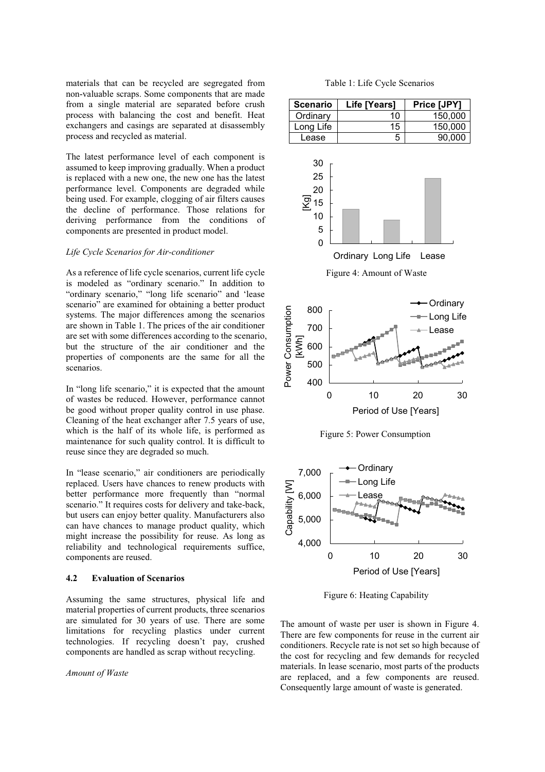materials that can be recycled are segregated from non-valuable scraps. Some components that are made from a single material are separated before crush process with balancing the cost and benefit. Heat exchangers and casings are separated at disassembly process and recycled as material.

The latest performance level of each component is assumed to keep improving gradually. When a product is replaced with a new one, the new one has the latest performance level. Components are degraded while being used. For example, clogging of air filters causes the decline of performance. Those relations for deriving performance from the conditions of components are presented in product model.

*Life Cycle Scenarios for Air-conditioner*

As a reference of life cycle scenarios, current life cycle is modeled as "ordinary scenario." In addition to "ordinary scenario," "long life scenario" and 'lease scenario" are examined for obtaining a better product systems. The major differences among the scenarios are shown in Table 1. The prices of the air conditioner are set with some differences according to the scenario, but the structure of the air conditioner and the properties of components are the same for all the scenarios.

In "long life scenario," it is expected that the amount of wastes be reduced. However, performance cannot be good without proper quality control in use phase. Cleaning of the heat exchanger after 7.5 years of use, which is the half of its whole life, is performed as maintenance for such quality control. It is difficult to reuse since they are degraded so much.

In "lease scenario," air conditioners are periodically replaced. Users have chances to renew products with better performance more frequently than "normal scenario." It requires costs for delivery and take-back, but users can enjoy better quality. Manufacturers also can have chances to manage product quality, which might increase the possibility for reuse. As long as reliability and technological requirements suffice, components are reused.

### 4.2 Evaluation of Scenarios

Assuming the same structures, physical life and material properties of current products, three scenarios are simulated for 30 years of use. There are some limitations for recycling plastics under current technologies. If recycling doesn't pay, crushed components are handled as scrap without recycling.

*Amount of Waste*

Table 1: Life Cycle Scenarios

| Scenario | Life [Years] | Price [JPY] |
|---|---|---|
| Ordinary | 10 | 150,000 |
| Long Life | 15 | 150,000 |
| Lease | 5 | 90,000 |

Figure 4: Amount of Waste

Figure 5: Power Consumption

Figure 6: Heating Capability

The amount of waste per user is shown in Figure 4. There are few components for reuse in the current air conditioners. Recycle rate is not set so high because of the cost for recycling and few demands for recycled materials. In lease scenario, most parts of the products are replaced, and a few components are reused. Consequently large amount of waste is generated.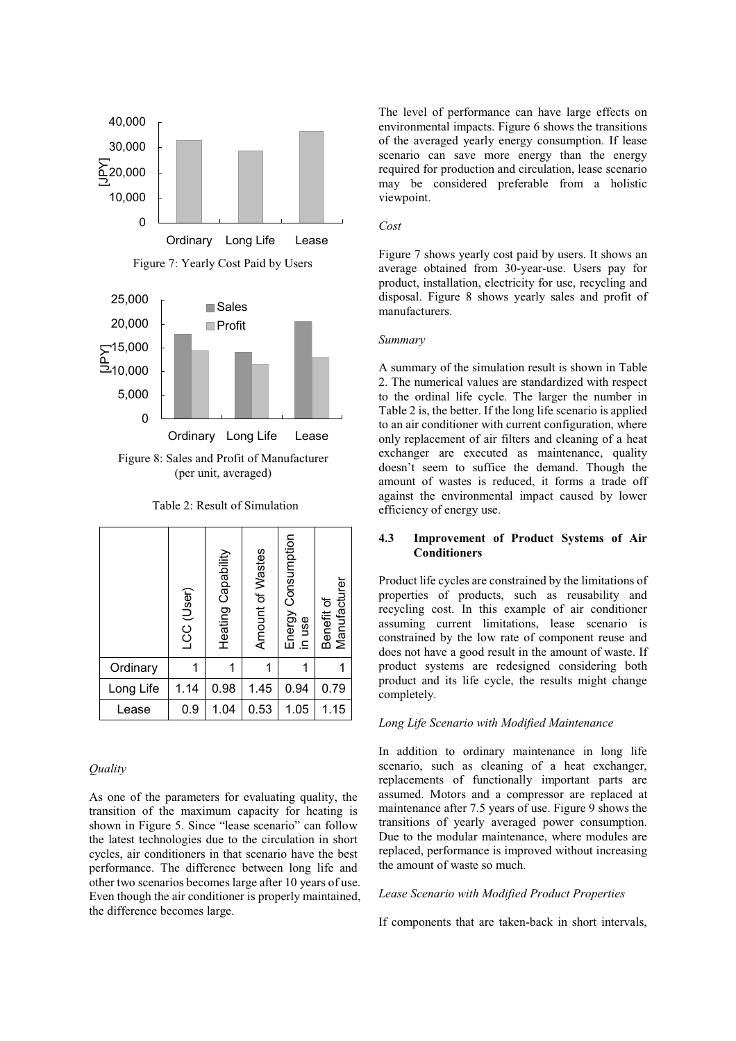Figure 7: Yearly Cost Paid by Users

Figure 8: Sales and Profit of Manufacturer (per unit, averaged)

Table 2: Result of Simulation

| | LCC (User) | Heating Capability | Amount of Wastes | Energy Consumption in use | Benefit of Manufacturer |
|---|---|---|---|---|---|
| Ordinary | 1 | 1 | 1 | 1 | 1 |
| Long Life | 1.14 | 0.98 | 1.45 | 0.94 | 0.79 |
| Lease | 0.9 | 1.04 | 0.53 | 1.05 | 1.15 |

*Quality*

As one of the parameters for evaluating quality, the transition of the maximum capacity for heating is shown in Figure 5. Since "lease scenario" can follow the latest technologies due to the circulation in short cycles, air conditioners in that scenario have the best performance. The difference between long life and other two scenarios becomes large after 10 years of use. Even though the air conditioner is properly maintained, the difference becomes large.

The level of performance can have large effects on environmental impacts. Figure 6 shows the transitions of the averaged yearly energy consumption. If lease scenario can save more energy than the energy required for production and circulation, lease scenario may be considered preferable from a holistic viewpoint.

*Cost*

Figure 7 shows yearly cost paid by users. It shows an average obtained from 30-year-use. Users pay for product, installation, electricity for use, recycling and disposal. Figure 8 shows yearly sales and profit of manufacturers.

*Summary*

A summary of the simulation result is shown in Table 2. The numerical values are standardized with respect to the ordinal life cycle. The larger the number in Table 2 is, the better. If the long life scenario is applied to an air conditioner with current configuration, where only replacement of air filters and cleaning of a heat exchanger are executed as maintenance, quality doesn't seem to suffice the demand. Though the amount of wastes is reduced, it forms a trade off against the environmental impact caused by lower efficiency of energy use.

### 4.3 Improvement of Product Systems of Air Conditioners

Product life cycles are constrained by the limitations of properties of products, such as reusability and recycling cost. In this example of air conditioner assuming current limitations, lease scenario is constrained by the low rate of component reuse and does not have a good result in the amount of waste. If product systems are redesigned considering both product and its life cycle, the results might change completely.

*Long Life Scenario with Modified Maintenance*

In addition to ordinary maintenance in long life scenario, such as cleaning of a heat exchanger, replacements of functionally important parts are assumed. Motors and a compressor are replaced at maintenance after 7.5 years of use. Figure 9 shows the transitions of yearly averaged power consumption. Due to the modular maintenance, where modules are replaced, performance is improved without increasing the amount of waste so much.

*Lease Scenario with Modified Product Properties*

If components that are taken-back in short intervals,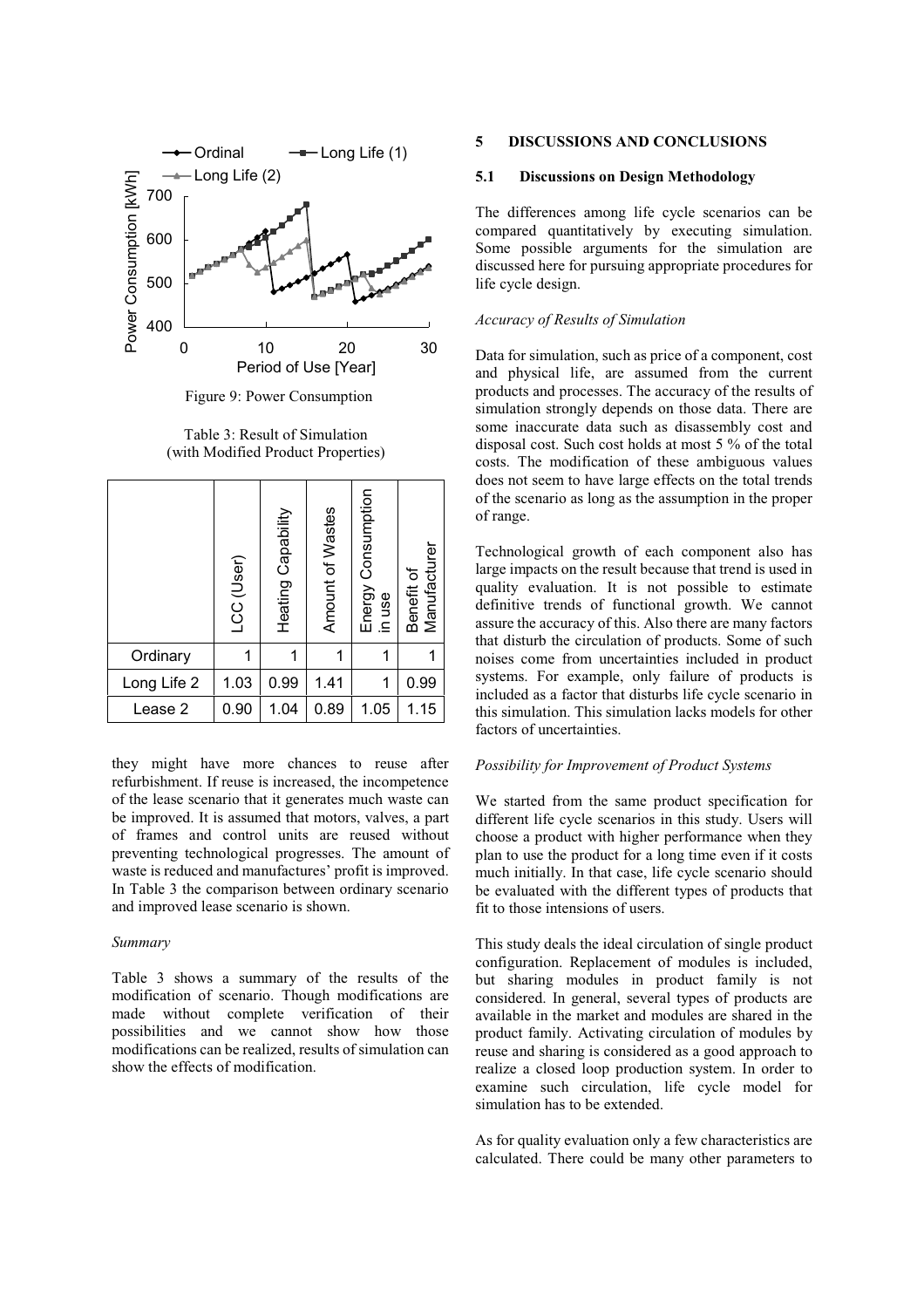Figure 9: Power Consumption

Table 3: Result of Simulation (with Modified Product Properties)

| | LCC (User) | Heating Capability | Amount of Wastes | Energy Consumption in use | Benefit of Manufacturer |
|---|---|---|---|---|---|
| Ordinary | 1 | 1 | 1 | 1 | 1 |
| Long Life 2 | 1.03 | 0.99 | 1.41 | 1 | 0.99 |
| Lease 2 | 0.90 | 1.04 | 0.89 | 1.05 | 1.15 |

they might have more chances to reuse after refurbishment. If reuse is increased, the incompetence of the lease scenario that it generates much waste can be improved. It is assumed that motors, valves, a part of frames and control units are reused without preventing technological progresses. The amount of waste is reduced and manufactures' profit is improved. In Table 3 the comparison between ordinary scenario and improved lease scenario is shown.

*Summary*

Table 3 shows a summary of the results of the modification of scenario. Though modifications are made without complete verification of their possibilities and we cannot show how those modifications can be realized, results of simulation can show the effects of modification.

## 5 DISCUSSIONS AND CONCLUSIONS

### 5.1 Discussions on Design Methodology

The differences among life cycle scenarios can be compared quantitatively by executing simulation. Some possible arguments for the simulation are discussed here for pursuing appropriate procedures for life cycle design.

*Accuracy of Results of Simulation*

Data for simulation, such as price of a component, cost and physical life, are assumed from the current products and processes. The accuracy of the results of simulation strongly depends on those data. There are some inaccurate data such as disassembly cost and disposal cost. Such cost holds at most 5 % of the total costs. The modification of these ambiguous values does not seem to have large effects on the total trends of the scenario as long as the assumption in the proper of range.

Technological growth of each component also has large impacts on the result because that trend is used in quality evaluation. It is not possible to estimate definitive trends of functional growth. We cannot assure the accuracy of this. Also there are many factors that disturb the circulation of products. Some of such noises come from uncertainties included in product systems. For example, only failure of products is included as a factor that disturbs life cycle scenario in this simulation. This simulation lacks models for other factors of uncertainties.

*Possibility for Improvement of Product Systems*

We started from the same product specification for different life cycle scenarios in this study. Users will choose a product with higher performance when they plan to use the product for a long time even if it costs much initially. In that case, life cycle scenario should be evaluated with the different types of products that fit to those intensions of users.

This study deals the ideal circulation of single product configuration. Replacement of modules is included, but sharing modules in product family is not considered. In general, several types of products are available in the market and modules are shared in the product family. Activating circulation of modules by reuse and sharing is considered as a good approach to realize a closed loop production system. In order to examine such circulation, life cycle model for simulation has to be extended.

As for quality evaluation only a few characteristics are calculated. There could be many other parameters to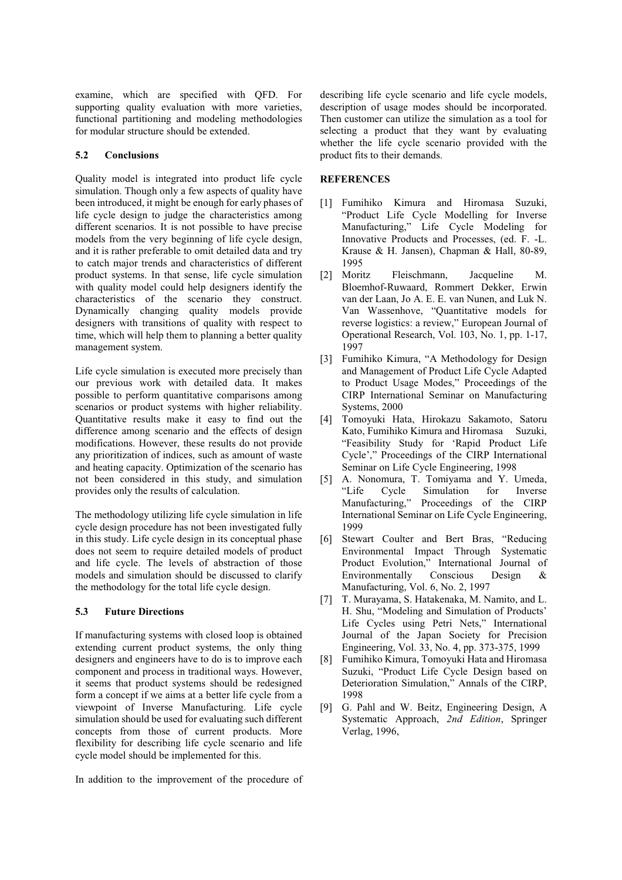examine, which are specified with QFD. For supporting quality evaluation with more varieties, functional partitioning and modeling methodologies for modular structure should be extended.

### 5.2 Conclusions

Quality model is integrated into product life cycle simulation. Though only a few aspects of quality have been introduced, it might be enough for early phases of life cycle design to judge the characteristics among different scenarios. It is not possible to have precise models from the very beginning of life cycle design, and it is rather preferable to omit detailed data and try to catch major trends and characteristics of different product systems. In that sense, life cycle simulation with quality model could help designers identify the characteristics of the scenario they construct. Dynamically changing quality models provide designers with transitions of quality with respect to time, which will help them to planning a better quality management system.

Life cycle simulation is executed more precisely than our previous work with detailed data. It makes possible to perform quantitative comparisons among scenarios or product systems with higher reliability. Quantitative results make it easy to find out the difference among scenario and the effects of design modifications. However, these results do not provide any prioritization of indices, such as amount of waste and heating capacity. Optimization of the scenario has not been considered in this study, and simulation provides only the results of calculation.

The methodology utilizing life cycle simulation in life cycle design procedure has not been investigated fully in this study. Life cycle design in its conceptual phase does not seem to require detailed models of product and life cycle. The levels of abstraction of those models and simulation should be discussed to clarify the methodology for the total life cycle design.

### 5.3 Future Directions

If manufacturing systems with closed loop is obtained extending current product systems, the only thing designers and engineers have to do is to improve each component and process in traditional ways. However, it seems that product systems should be redesigned form a concept if we aims at a better life cycle from a viewpoint of Inverse Manufacturing. Life cycle simulation should be used for evaluating such different concepts from those of current products. More flexibility for describing life cycle scenario and life cycle model should be implemented for this.

In addition to the improvement of the procedure of describing life cycle scenario and life cycle models, description of usage modes should be incorporated. Then customer can utilize the simulation as a tool for selecting a product that they want by evaluating whether the life cycle scenario provided with the product fits to their demands.

## REFERENCES

[1] Fumihiko Kimura and Hiromasa Suzuki, "Product Life Cycle Modelling for Inverse Manufacturing," Life Cycle Modeling for Innovative Products and Processes, (ed. F. -L. Krause & H. Jansen), Chapman & Hall, 80-89, 1995

[2] Moritz Fleischmann, Jacqueline M. Bloemhof-Ruwaard, Rommert Dekker, Erwin van der Laan, Jo A. E. E. van Nunen, and Luk N. Van Wassenhove, "Quantitative models for reverse logistics: a review," European Journal of Operational Research, Vol. 103, No. 1, pp. 1-17, 1997

[3] Fumihiko Kimura, "A Methodology for Design and Management of Product Life Cycle Adapted to Product Usage Modes," Proceedings of the CIRP International Seminar on Manufacturing Systems, 2000

[4] Tomoyuki Hata, Hirokazu Sakamoto, Satoru Kato, Fumihiko Kimura and Hiromasa Suzuki, "Feasibility Study for 'Rapid Product Life Cycle'," Proceedings of the CIRP International Seminar on Life Cycle Engineering, 1998

[5] A. Nonomura, T. Tomiyama and Y. Umeda, "Life Cycle Simulation for Inverse Manufacturing," Proceedings of the CIRP International Seminar on Life Cycle Engineering, 1999

[6] Stewart Coulter and Bert Bras, "Reducing Environmental Impact Through Systematic Product Evolution," International Journal of Environmentally Conscious Design & Manufacturing, Vol. 6, No. 2, 1997

[7] T. Murayama, S. Hatakenaka, M. Namito, and L. H. Shu, "Modeling and Simulation of Products' Life Cycles using Petri Nets," International Journal of the Japan Society for Precision Engineering, Vol. 33, No. 4, pp. 373-375, 1999

[8] Fumihiko Kimura, Tomoyuki Hata and Hiromasa Suzuki, "Product Life Cycle Design based on Deterioration Simulation," Annals of the CIRP, 1998

[9] G. Pahl and W. Beitz, Engineering Design, A Systematic Approach, *2nd Edition*, Springer Verlag, 1996,